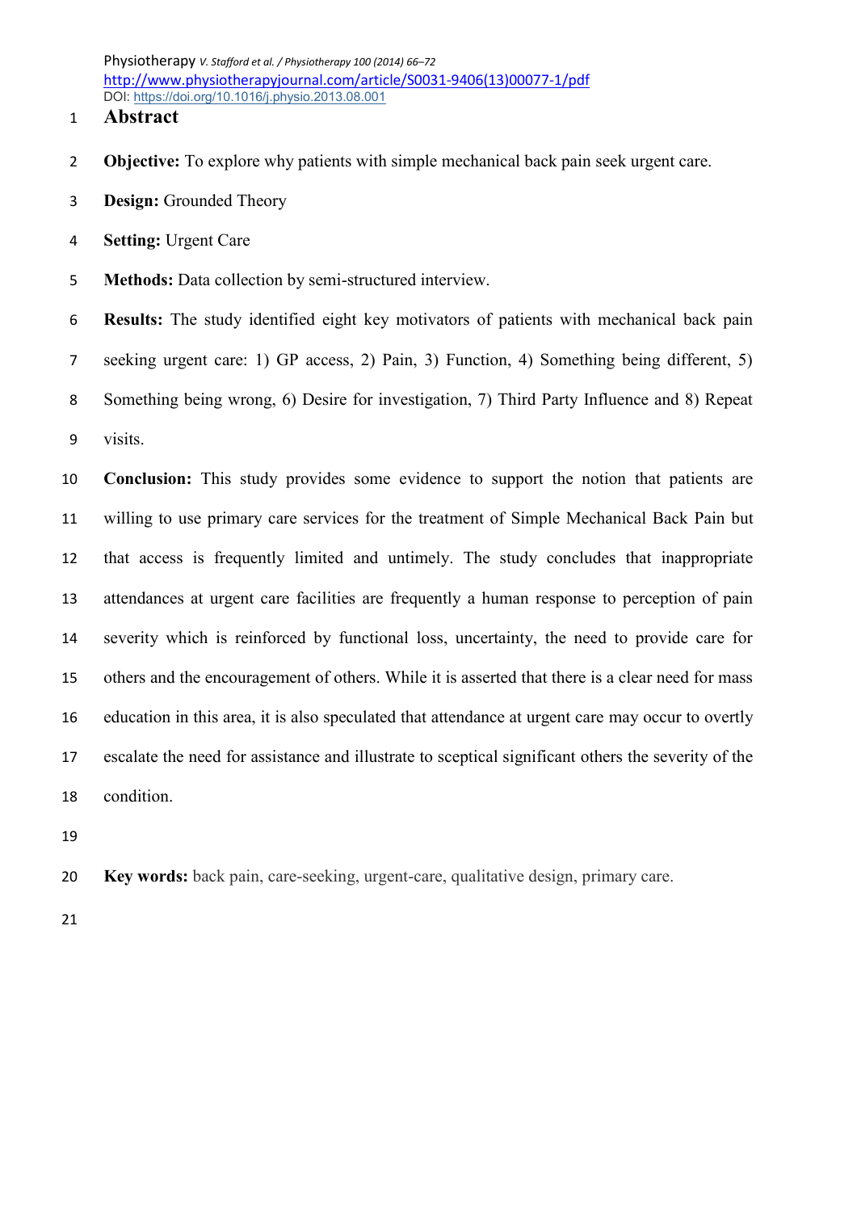# Abstract

**Objective:** To explore why patients with simple mechanical back pain seek urgent care.

**Design:** Grounded Theory

**Setting:** Urgent Care

**Methods:** Data collection by semi-structured interview.

**Results:** The study identified eight key motivators of patients with mechanical back pain seeking urgent care: 1) GP access, 2) Pain, 3) Function, 4) Something being different, 5) Something being wrong, 6) Desire for investigation, 7) Third Party Influence and 8) Repeat visits.

**Conclusion:** This study provides some evidence to support the notion that patients are willing to use primary care services for the treatment of Simple Mechanical Back Pain but that access is frequently limited and untimely. The study concludes that inappropriate attendances at urgent care facilities are frequently a human response to perception of pain severity which is reinforced by functional loss, uncertainty, the need to provide care for others and the encouragement of others. While it is asserted that there is a clear need for mass education in this area, it is also speculated that attendance at urgent care may occur to overtly escalate the need for assistance and illustrate to sceptical significant others the severity of the condition.

**Key words:** back pain, care-seeking, urgent-care, qualitative design, primary care.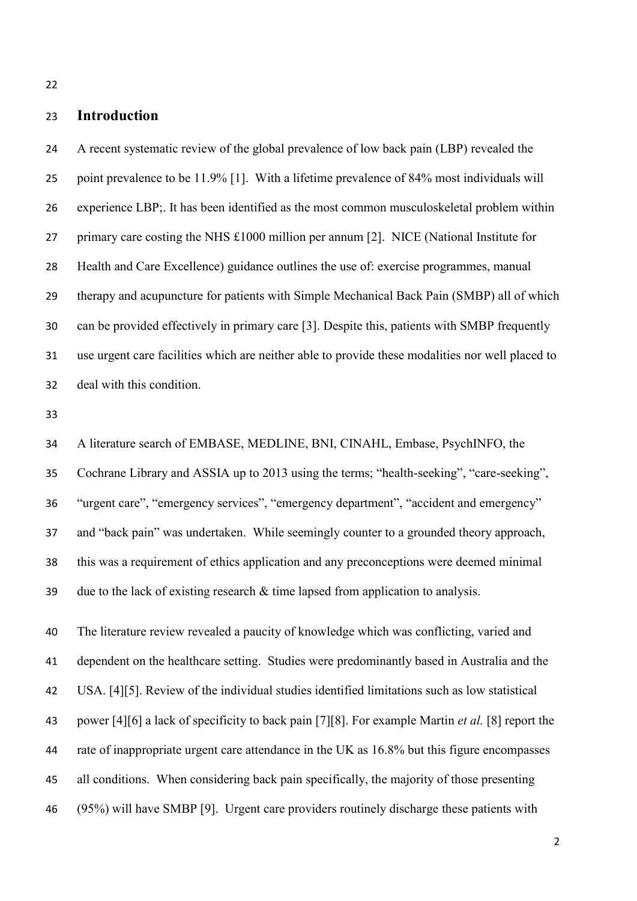## Introduction

A recent systematic review of the global prevalence of low back pain (LBP) revealed the point prevalence to be 11.9% [1]. With a lifetime prevalence of 84% most individuals will experience LBP;. It has been identified as the most common musculoskeletal problem within primary care costing the NHS £1000 million per annum [2]. NICE (National Institute for Health and Care Excellence) guidance outlines the use of: exercise programmes, manual therapy and acupuncture for patients with Simple Mechanical Back Pain (SMBP) all of which can be provided effectively in primary care [3]. Despite this, patients with SMBP frequently use urgent care facilities which are neither able to provide these modalities nor well placed to deal with this condition.

A literature search of EMBASE, MEDLINE, BNI, CINAHL, Embase, PsychINFO, the Cochrane Library and ASSIA up to 2013 using the terms; "health-seeking", "care-seeking", "urgent care", "emergency services", "emergency department", "accident and emergency" and "back pain" was undertaken. While seemingly counter to a grounded theory approach, this was a requirement of ethics application and any preconceptions were deemed minimal due to the lack of existing research & time lapsed from application to analysis.

The literature review revealed a paucity of knowledge which was conflicting, varied and dependent on the healthcare setting. Studies were predominantly based in Australia and the USA. [4][5]. Review of the individual studies identified limitations such as low statistical power [4][6] a lack of specificity to back pain [7][8]. For example Martin *et al.* [8] report the rate of inappropriate urgent care attendance in the UK as 16.8% but this figure encompasses all conditions. When considering back pain specifically, the majority of those presenting (95%) will have SMBP [9]. Urgent care providers routinely discharge these patients with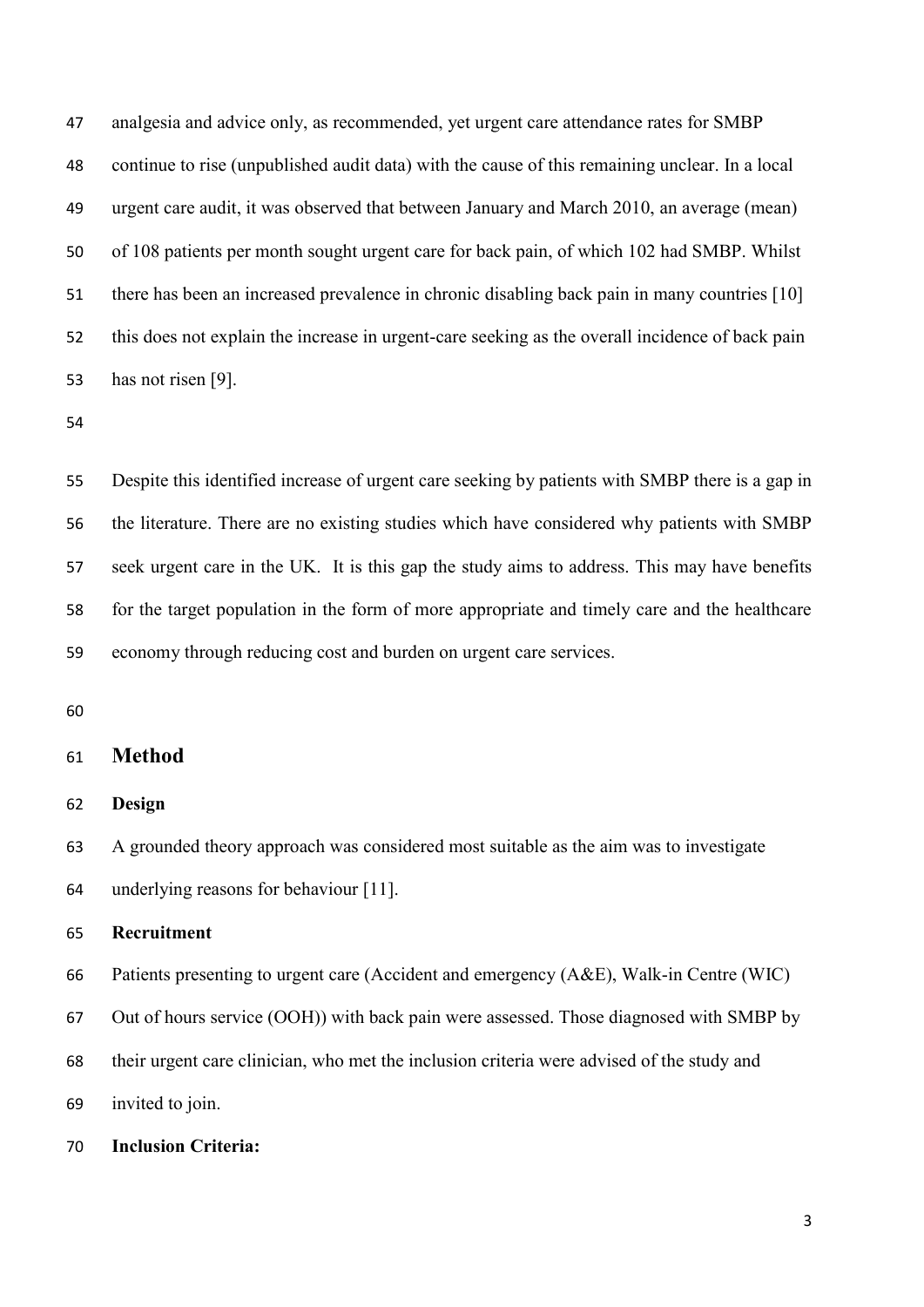analgesia and advice only, as recommended, yet urgent care attendance rates for SMBP continue to rise (unpublished audit data) with the cause of this remaining unclear. In a local urgent care audit, it was observed that between January and March 2010, an average (mean) of 108 patients per month sought urgent care for back pain, of which 102 had SMBP. Whilst there has been an increased prevalence in chronic disabling back pain in many countries [10] this does not explain the increase in urgent-care seeking as the overall incidence of back pain has not risen [9].

Despite this identified increase of urgent care seeking by patients with SMBP there is a gap in the literature. There are no existing studies which have considered why patients with SMBP seek urgent care in the UK. It is this gap the study aims to address. This may have benefits for the target population in the form of more appropriate and timely care and the healthcare economy through reducing cost and burden on urgent care services.

## Method

**Design**

A grounded theory approach was considered most suitable as the aim was to investigate underlying reasons for behaviour [11].

**Recruitment**

Patients presenting to urgent care (Accident and emergency (A&E), Walk-in Centre (WIC) Out of hours service (OOH)) with back pain were assessed. Those diagnosed with SMBP by their urgent care clinician, who met the inclusion criteria were advised of the study and invited to join.

**Inclusion Criteria:**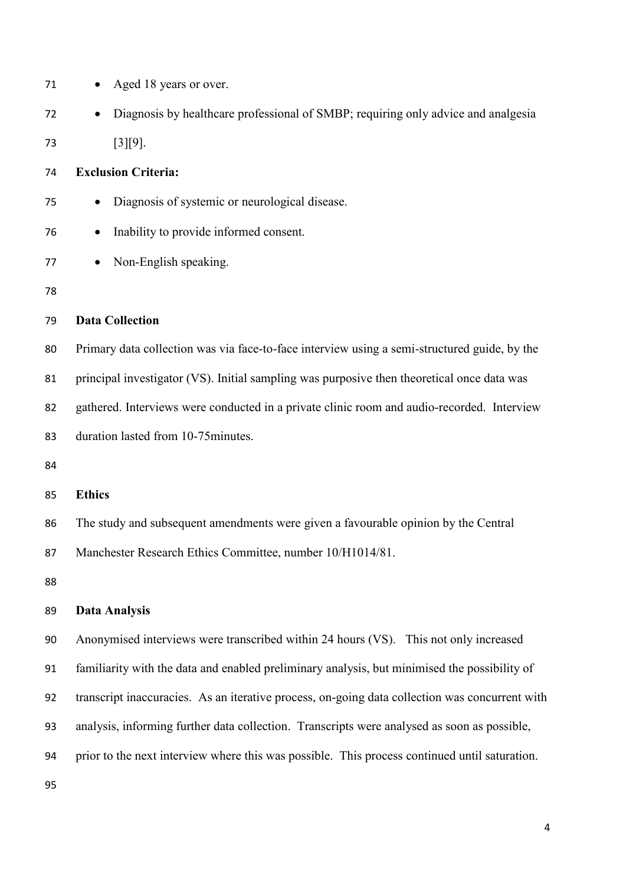- Aged 18 years or over.
- Diagnosis by healthcare professional of SMBP; requiring only advice and analgesia [3][9].

**Exclusion Criteria:**

- Diagnosis of systemic or neurological disease.
- Inability to provide informed consent.
- Non-English speaking.

**Data Collection**

Primary data collection was via face-to-face interview using a semi-structured guide, by the principal investigator (VS). Initial sampling was purposive then theoretical once data was gathered. Interviews were conducted in a private clinic room and audio-recorded. Interview duration lasted from 10-75minutes.

**Ethics**

The study and subsequent amendments were given a favourable opinion by the Central Manchester Research Ethics Committee, number 10/H1014/81.

**Data Analysis**

Anonymised interviews were transcribed within 24 hours (VS). This not only increased familiarity with the data and enabled preliminary analysis, but minimised the possibility of transcript inaccuracies. As an iterative process, on-going data collection was concurrent with analysis, informing further data collection. Transcripts were analysed as soon as possible, prior to the next interview where this was possible. This process continued until saturation.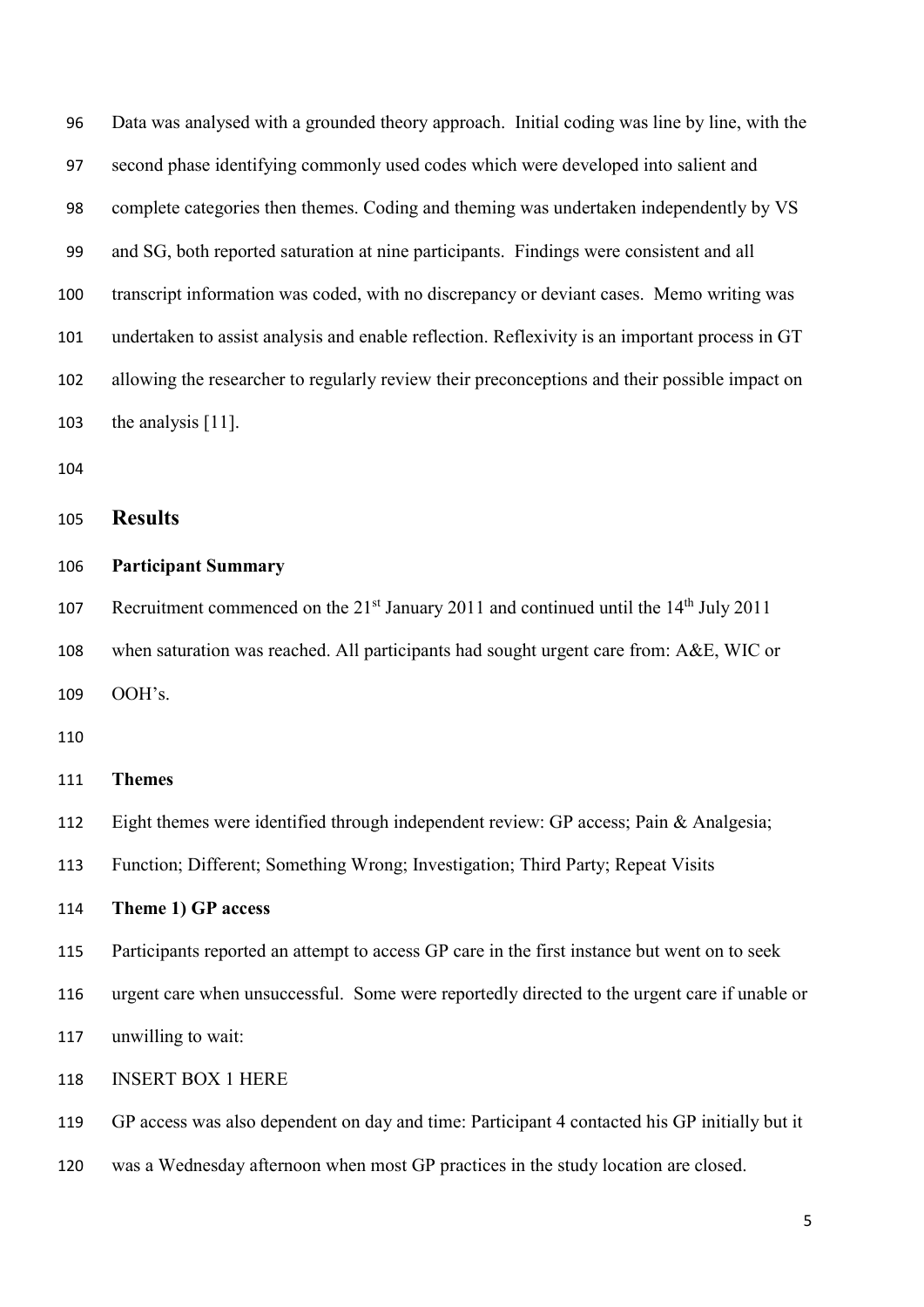Data was analysed with a grounded theory approach. Initial coding was line by line, with the second phase identifying commonly used codes which were developed into salient and complete categories then themes. Coding and theming was undertaken independently by VS and SG, both reported saturation at nine participants. Findings were consistent and all transcript information was coded, with no discrepancy or deviant cases. Memo writing was undertaken to assist analysis and enable reflection. Reflexivity is an important process in GT allowing the researcher to regularly review their preconceptions and their possible impact on the analysis [11].

## Results

### Participant Summary

Recruitment commenced on the 21st January 2011 and continued until the 14th July 2011 when saturation was reached. All participants had sought urgent care from: A&E, WIC or OOH's.

### Themes

Eight themes were identified through independent review: GP access; Pain & Analgesia; Function; Different; Something Wrong; Investigation; Third Party; Repeat Visits

**Theme 1) GP access**

Participants reported an attempt to access GP care in the first instance but went on to seek urgent care when unsuccessful. Some were reportedly directed to the urgent care if unable or unwilling to wait:

INSERT BOX 1 HERE

GP access was also dependent on day and time: Participant 4 contacted his GP initially but it was a Wednesday afternoon when most GP practices in the study location are closed.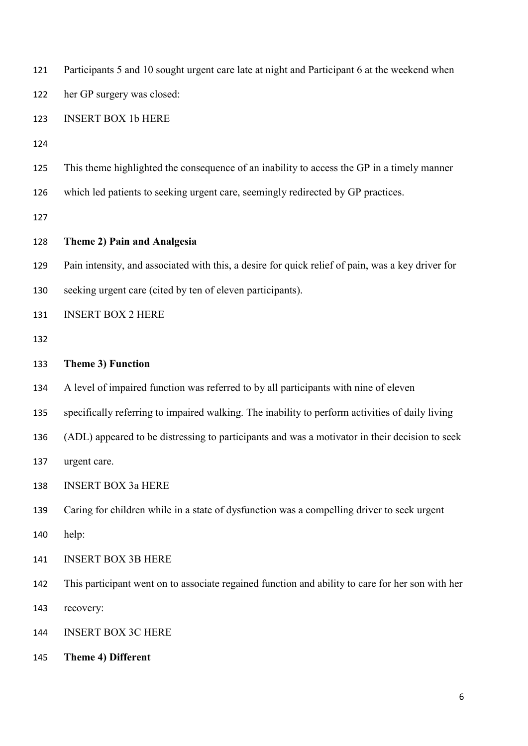Participants 5 and 10 sought urgent care late at night and Participant 6 at the weekend when her GP surgery was closed:

INSERT BOX 1b HERE

This theme highlighted the consequence of an inability to access the GP in a timely manner which led patients to seeking urgent care, seemingly redirected by GP practices.

**Theme 2) Pain and Analgesia**

Pain intensity, and associated with this, a desire for quick relief of pain, was a key driver for seeking urgent care (cited by ten of eleven participants).

INSERT BOX 2 HERE

**Theme 3) Function**

A level of impaired function was referred to by all participants with nine of eleven specifically referring to impaired walking. The inability to perform activities of daily living (ADL) appeared to be distressing to participants and was a motivator in their decision to seek urgent care.

INSERT BOX 3a HERE

Caring for children while in a state of dysfunction was a compelling driver to seek urgent help:

INSERT BOX 3B HERE

This participant went on to associate regained function and ability to care for her son with her recovery:

INSERT BOX 3C HERE

**Theme 4) Different**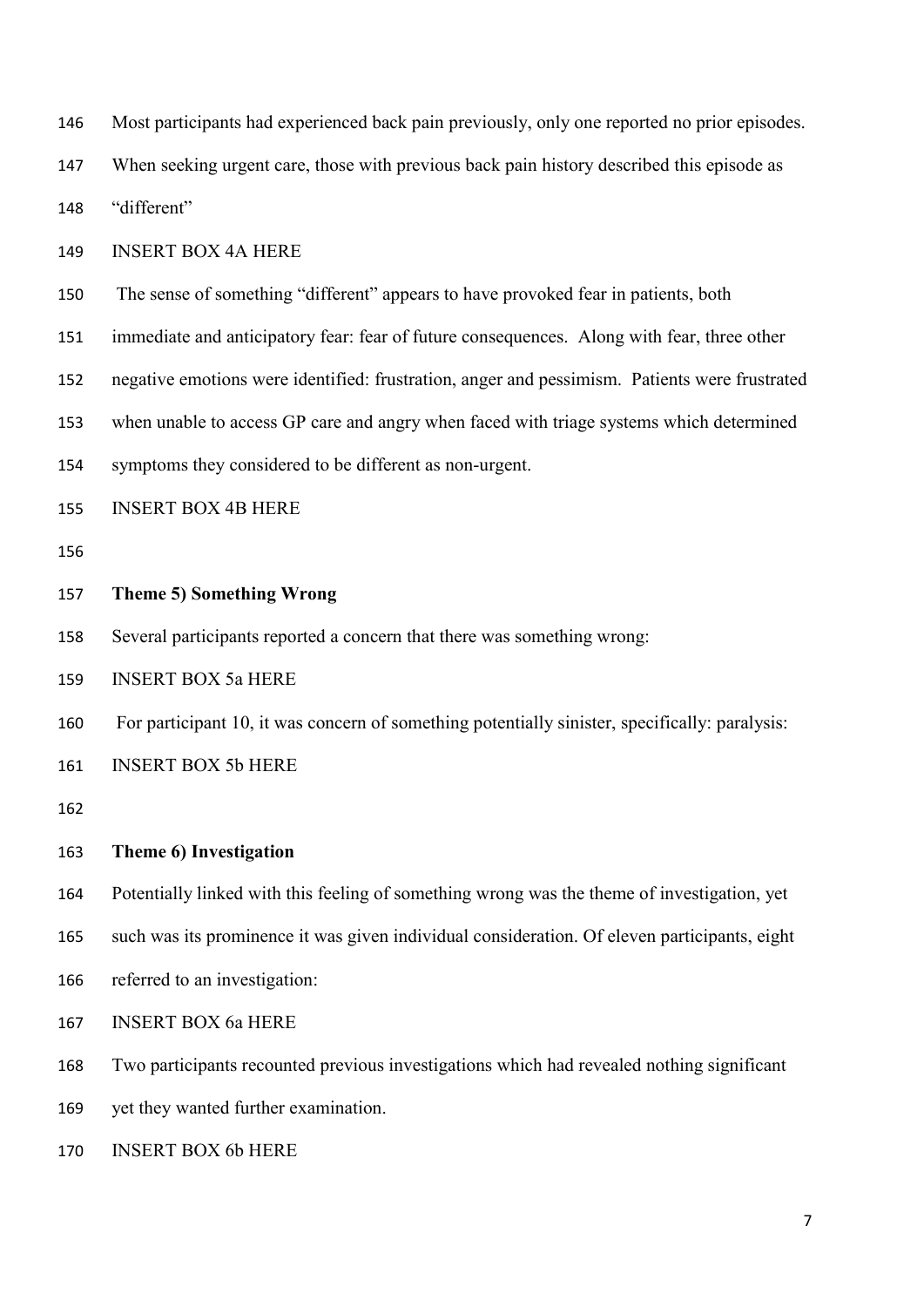Most participants had experienced back pain previously, only one reported no prior episodes. When seeking urgent care, those with previous back pain history described this episode as "different"

INSERT BOX 4A HERE

The sense of something "different" appears to have provoked fear in patients, both immediate and anticipatory fear: fear of future consequences. Along with fear, three other negative emotions were identified: frustration, anger and pessimism. Patients were frustrated when unable to access GP care and angry when faced with triage systems which determined symptoms they considered to be different as non-urgent.

INSERT BOX 4B HERE

**Theme 5) Something Wrong**

Several participants reported a concern that there was something wrong:

INSERT BOX 5a HERE

For participant 10, it was concern of something potentially sinister, specifically: paralysis:

INSERT BOX 5b HERE

**Theme 6) Investigation**

Potentially linked with this feeling of something wrong was the theme of investigation, yet such was its prominence it was given individual consideration. Of eleven participants, eight referred to an investigation:

INSERT BOX 6a HERE

Two participants recounted previous investigations which had revealed nothing significant yet they wanted further examination.

INSERT BOX 6b HERE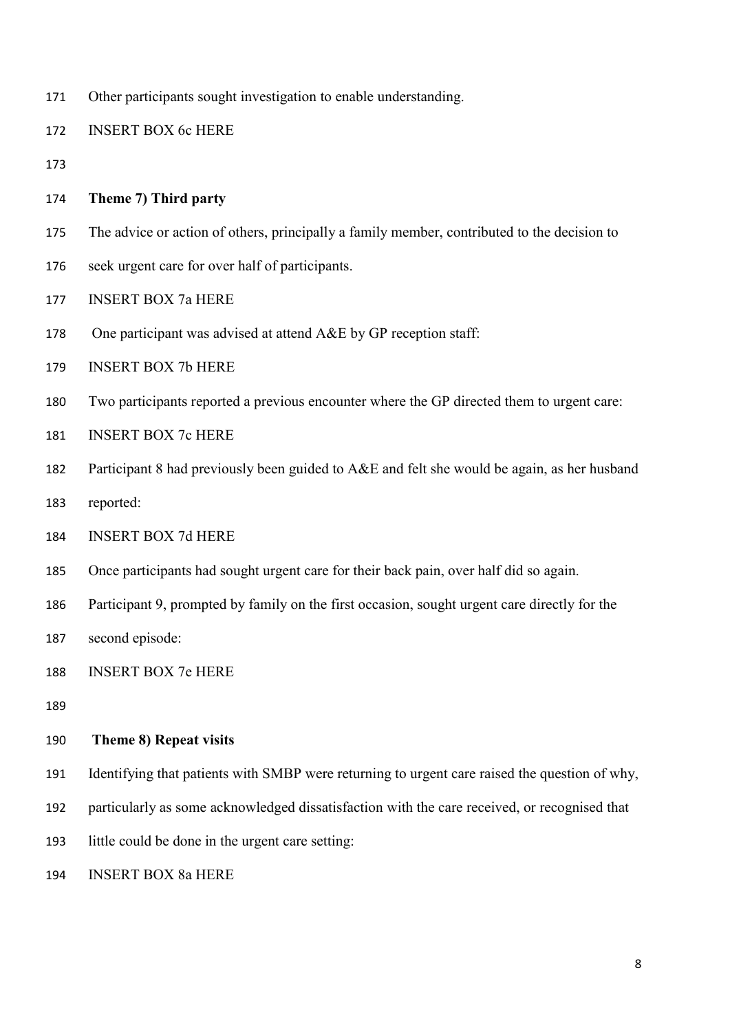Other participants sought investigation to enable understanding.

INSERT BOX 6c HERE

**Theme 7) Third party**

The advice or action of others, principally a family member, contributed to the decision to seek urgent care for over half of participants.

INSERT BOX 7a HERE

One participant was advised at attend A&E by GP reception staff:

INSERT BOX 7b HERE

Two participants reported a previous encounter where the GP directed them to urgent care:

INSERT BOX 7c HERE

Participant 8 had previously been guided to A&E and felt she would be again, as her husband reported:

INSERT BOX 7d HERE

Once participants had sought urgent care for their back pain, over half did so again. Participant 9, prompted by family on the first occasion, sought urgent care directly for the second episode:

INSERT BOX 7e HERE

**Theme 8) Repeat visits**

Identifying that patients with SMBP were returning to urgent care raised the question of why, particularly as some acknowledged dissatisfaction with the care received, or recognised that little could be done in the urgent care setting:

INSERT BOX 8a HERE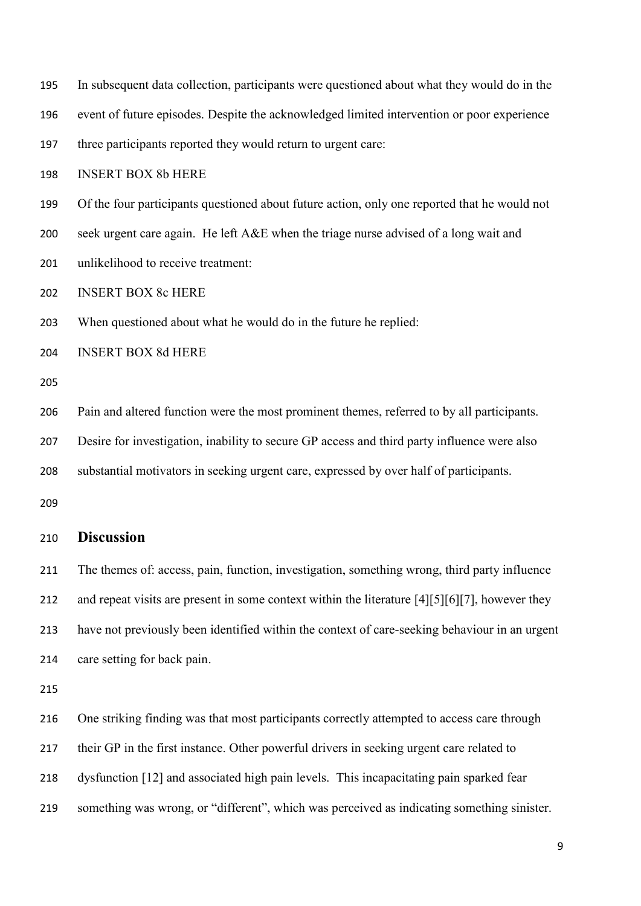In subsequent data collection, participants were questioned about what they would do in the event of future episodes. Despite the acknowledged limited intervention or poor experience three participants reported they would return to urgent care:

INSERT BOX 8b HERE

Of the four participants questioned about future action, only one reported that he would not seek urgent care again. He left A&E when the triage nurse advised of a long wait and unlikelihood to receive treatment:

INSERT BOX 8c HERE

When questioned about what he would do in the future he replied:

INSERT BOX 8d HERE

Pain and altered function were the most prominent themes, referred to by all participants. Desire for investigation, inability to secure GP access and third party influence were also substantial motivators in seeking urgent care, expressed by over half of participants.

## Discussion

The themes of: access, pain, function, investigation, something wrong, third party influence and repeat visits are present in some context within the literature [4][5][6][7], however they have not previously been identified within the context of care-seeking behaviour in an urgent care setting for back pain.

One striking finding was that most participants correctly attempted to access care through their GP in the first instance. Other powerful drivers in seeking urgent care related to dysfunction [12] and associated high pain levels. This incapacitating pain sparked fear something was wrong, or "different", which was perceived as indicating something sinister.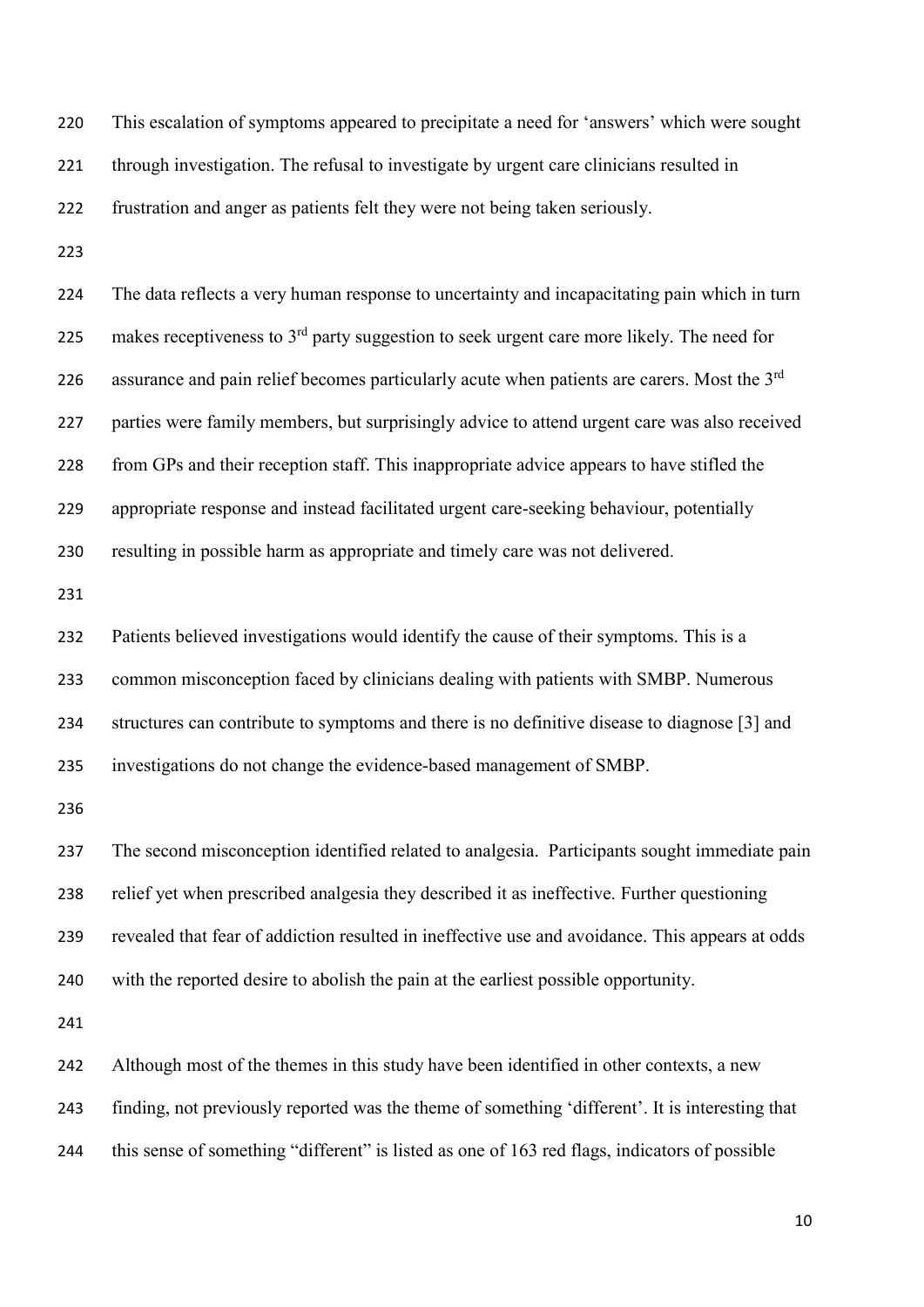This escalation of symptoms appeared to precipitate a need for 'answers' which were sought through investigation. The refusal to investigate by urgent care clinicians resulted in frustration and anger as patients felt they were not being taken seriously.

The data reflects a very human response to uncertainty and incapacitating pain which in turn makes receptiveness to 3rd party suggestion to seek urgent care more likely. The need for assurance and pain relief becomes particularly acute when patients are carers. Most the 3rd parties were family members, but surprisingly advice to attend urgent care was also received from GPs and their reception staff. This inappropriate advice appears to have stifled the appropriate response and instead facilitated urgent care-seeking behaviour, potentially resulting in possible harm as appropriate and timely care was not delivered.

Patients believed investigations would identify the cause of their symptoms. This is a common misconception faced by clinicians dealing with patients with SMBP. Numerous structures can contribute to symptoms and there is no definitive disease to diagnose [3] and investigations do not change the evidence-based management of SMBP.

The second misconception identified related to analgesia. Participants sought immediate pain relief yet when prescribed analgesia they described it as ineffective. Further questioning revealed that fear of addiction resulted in ineffective use and avoidance. This appears at odds with the reported desire to abolish the pain at the earliest possible opportunity.

Although most of the themes in this study have been identified in other contexts, a new finding, not previously reported was the theme of something 'different'. It is interesting that this sense of something "different" is listed as one of 163 red flags, indicators of possible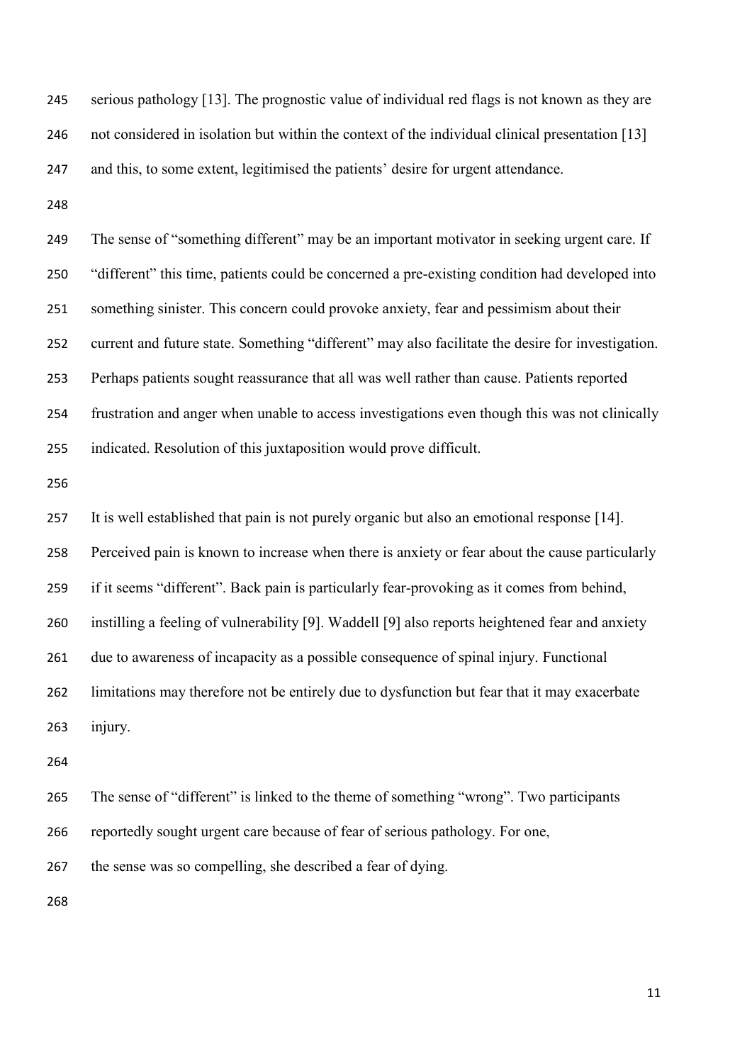serious pathology [13]. The prognostic value of individual red flags is not known as they are not considered in isolation but within the context of the individual clinical presentation [13] and this, to some extent, legitimised the patients' desire for urgent attendance.

The sense of "something different" may be an important motivator in seeking urgent care. If "different" this time, patients could be concerned a pre-existing condition had developed into something sinister. This concern could provoke anxiety, fear and pessimism about their current and future state. Something "different" may also facilitate the desire for investigation. Perhaps patients sought reassurance that all was well rather than cause. Patients reported frustration and anger when unable to access investigations even though this was not clinically indicated. Resolution of this juxtaposition would prove difficult.

It is well established that pain is not purely organic but also an emotional response [14]. Perceived pain is known to increase when there is anxiety or fear about the cause particularly if it seems "different". Back pain is particularly fear-provoking as it comes from behind, instilling a feeling of vulnerability [9]. Waddell [9] also reports heightened fear and anxiety due to awareness of incapacity as a possible consequence of spinal injury. Functional limitations may therefore not be entirely due to dysfunction but fear that it may exacerbate injury.

The sense of "different" is linked to the theme of something "wrong". Two participants reportedly sought urgent care because of fear of serious pathology. For one, the sense was so compelling, she described a fear of dying.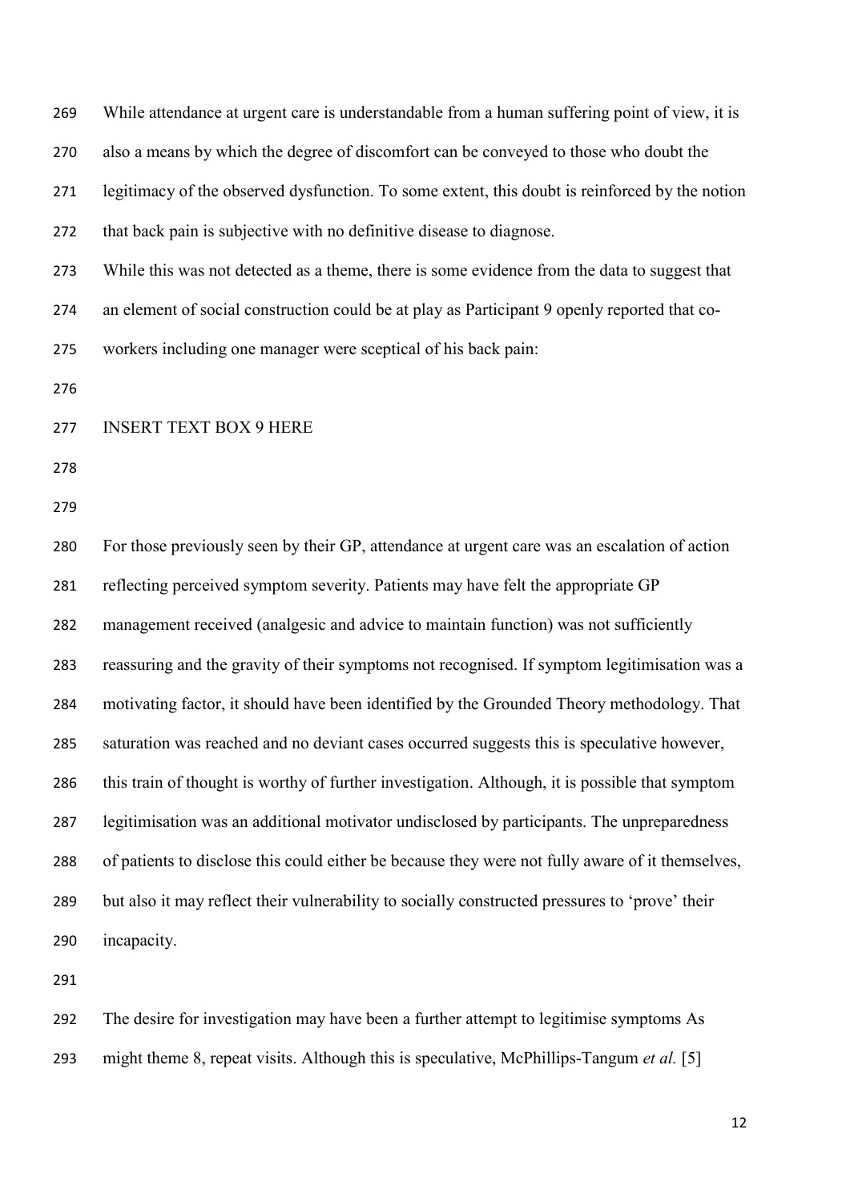While attendance at urgent care is understandable from a human suffering point of view, it is also a means by which the degree of discomfort can be conveyed to those who doubt the legitimacy of the observed dysfunction. To some extent, this doubt is reinforced by the notion that back pain is subjective with no definitive disease to diagnose.

While this was not detected as a theme, there is some evidence from the data to suggest that an element of social construction could be at play as Participant 9 openly reported that co-workers including one manager were sceptical of his back pain:

INSERT TEXT BOX 9 HERE

For those previously seen by their GP, attendance at urgent care was an escalation of action reflecting perceived symptom severity. Patients may have felt the appropriate GP management received (analgesic and advice to maintain function) was not sufficiently reassuring and the gravity of their symptoms not recognised. If symptom legitimisation was a motivating factor, it should have been identified by the Grounded Theory methodology. That saturation was reached and no deviant cases occurred suggests this is speculative however, this train of thought is worthy of further investigation. Although, it is possible that symptom legitimisation was an additional motivator undisclosed by participants. The unpreparedness of patients to disclose this could either be because they were not fully aware of it themselves, but also it may reflect their vulnerability to socially constructed pressures to 'prove' their incapacity.

The desire for investigation may have been a further attempt to legitimise symptoms As might theme 8, repeat visits. Although this is speculative, McPhillips-Tangum *et al.* [5]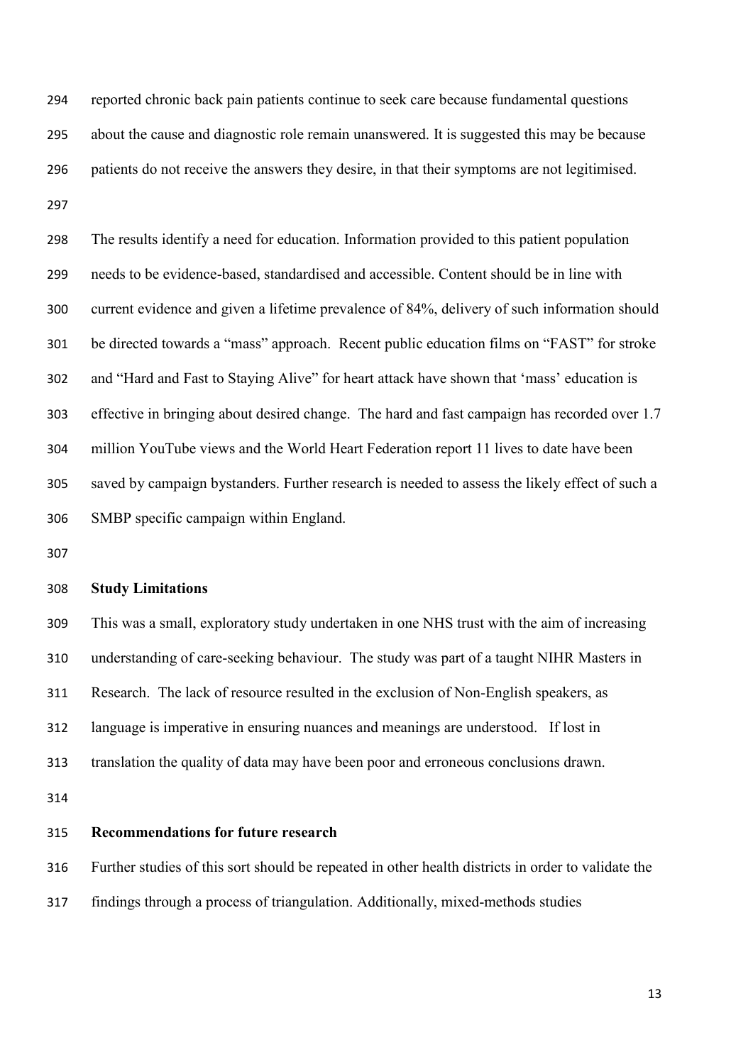reported chronic back pain patients continue to seek care because fundamental questions about the cause and diagnostic role remain unanswered. It is suggested this may be because patients do not receive the answers they desire, in that their symptoms are not legitimised.

The results identify a need for education. Information provided to this patient population needs to be evidence-based, standardised and accessible. Content should be in line with current evidence and given a lifetime prevalence of 84%, delivery of such information should be directed towards a "mass" approach. Recent public education films on "FAST" for stroke and "Hard and Fast to Staying Alive" for heart attack have shown that 'mass' education is effective in bringing about desired change. The hard and fast campaign has recorded over 1.7 million YouTube views and the World Heart Federation report 11 lives to date have been saved by campaign bystanders. Further research is needed to assess the likely effect of such a SMBP specific campaign within England.

**Study Limitations**

This was a small, exploratory study undertaken in one NHS trust with the aim of increasing understanding of care-seeking behaviour. The study was part of a taught NIHR Masters in Research. The lack of resource resulted in the exclusion of Non-English speakers, as language is imperative in ensuring nuances and meanings are understood. If lost in translation the quality of data may have been poor and erroneous conclusions drawn.

**Recommendations for future research**

Further studies of this sort should be repeated in other health districts in order to validate the findings through a process of triangulation. Additionally, mixed-methods studies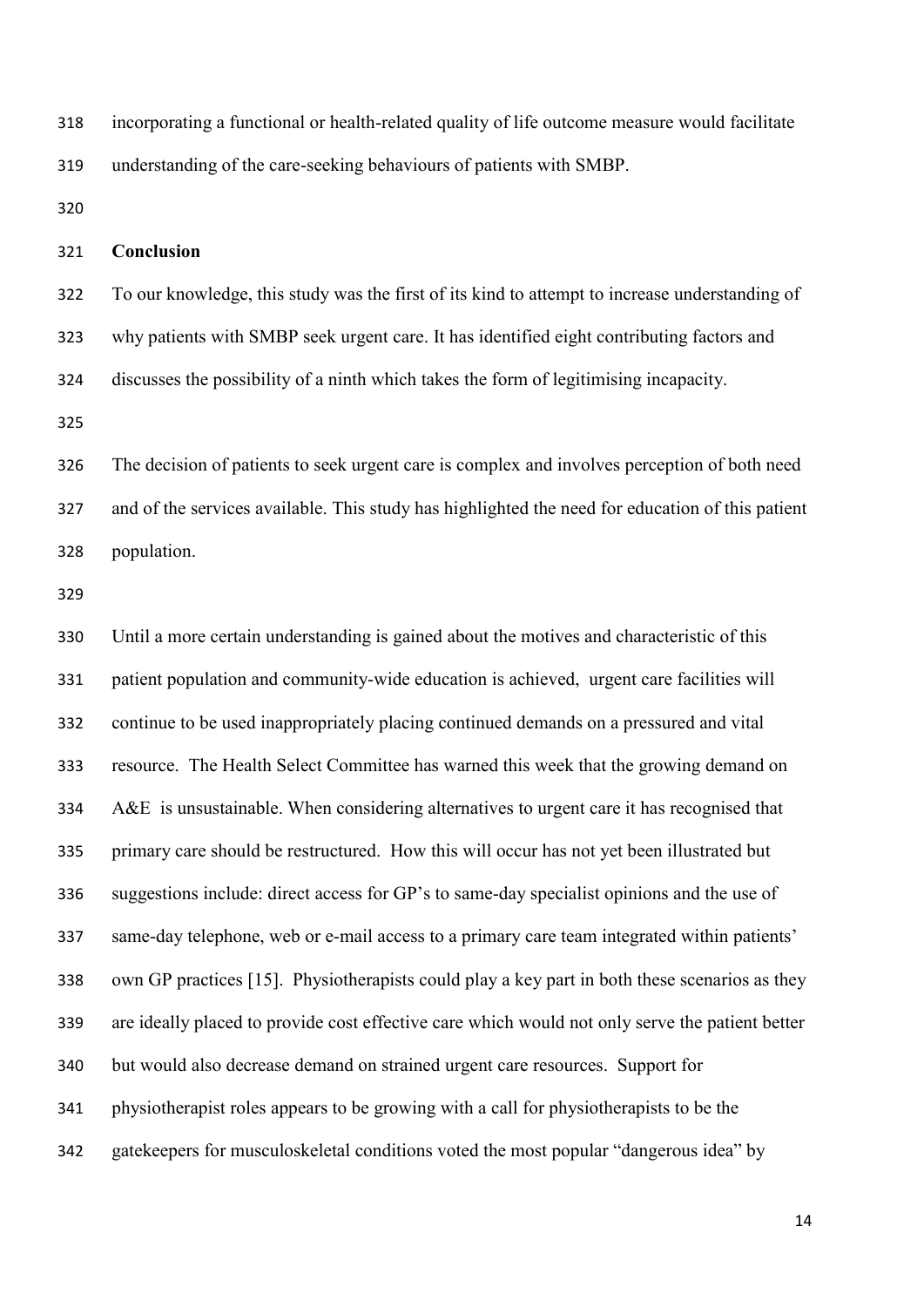incorporating a functional or health-related quality of life outcome measure would facilitate understanding of the care-seeking behaviours of patients with SMBP.

## Conclusion

To our knowledge, this study was the first of its kind to attempt to increase understanding of why patients with SMBP seek urgent care. It has identified eight contributing factors and discusses the possibility of a ninth which takes the form of legitimising incapacity.

The decision of patients to seek urgent care is complex and involves perception of both need and of the services available. This study has highlighted the need for education of this patient population.

Until a more certain understanding is gained about the motives and characteristic of this patient population and community-wide education is achieved, urgent care facilities will continue to be used inappropriately placing continued demands on a pressured and vital resource. The Health Select Committee has warned this week that the growing demand on A&E is unsustainable. When considering alternatives to urgent care it has recognised that primary care should be restructured. How this will occur has not yet been illustrated but suggestions include: direct access for GP's to same-day specialist opinions and the use of same-day telephone, web or e-mail access to a primary care team integrated within patients' own GP practices [15]. Physiotherapists could play a key part in both these scenarios as they are ideally placed to provide cost effective care which would not only serve the patient better but would also decrease demand on strained urgent care resources. Support for physiotherapist roles appears to be growing with a call for physiotherapists to be the gatekeepers for musculoskeletal conditions voted the most popular "dangerous idea" by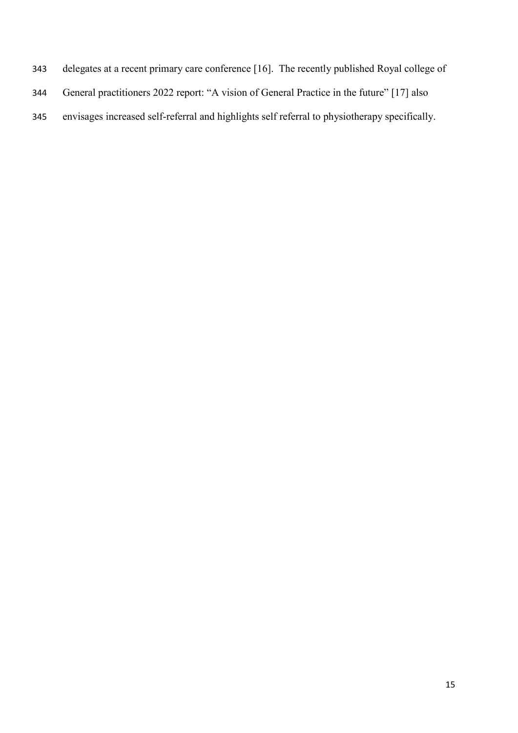delegates at a recent primary care conference [16]. The recently published Royal college of General practitioners 2022 report: "A vision of General Practice in the future" [17] also envisages increased self-referral and highlights self referral to physiotherapy specifically.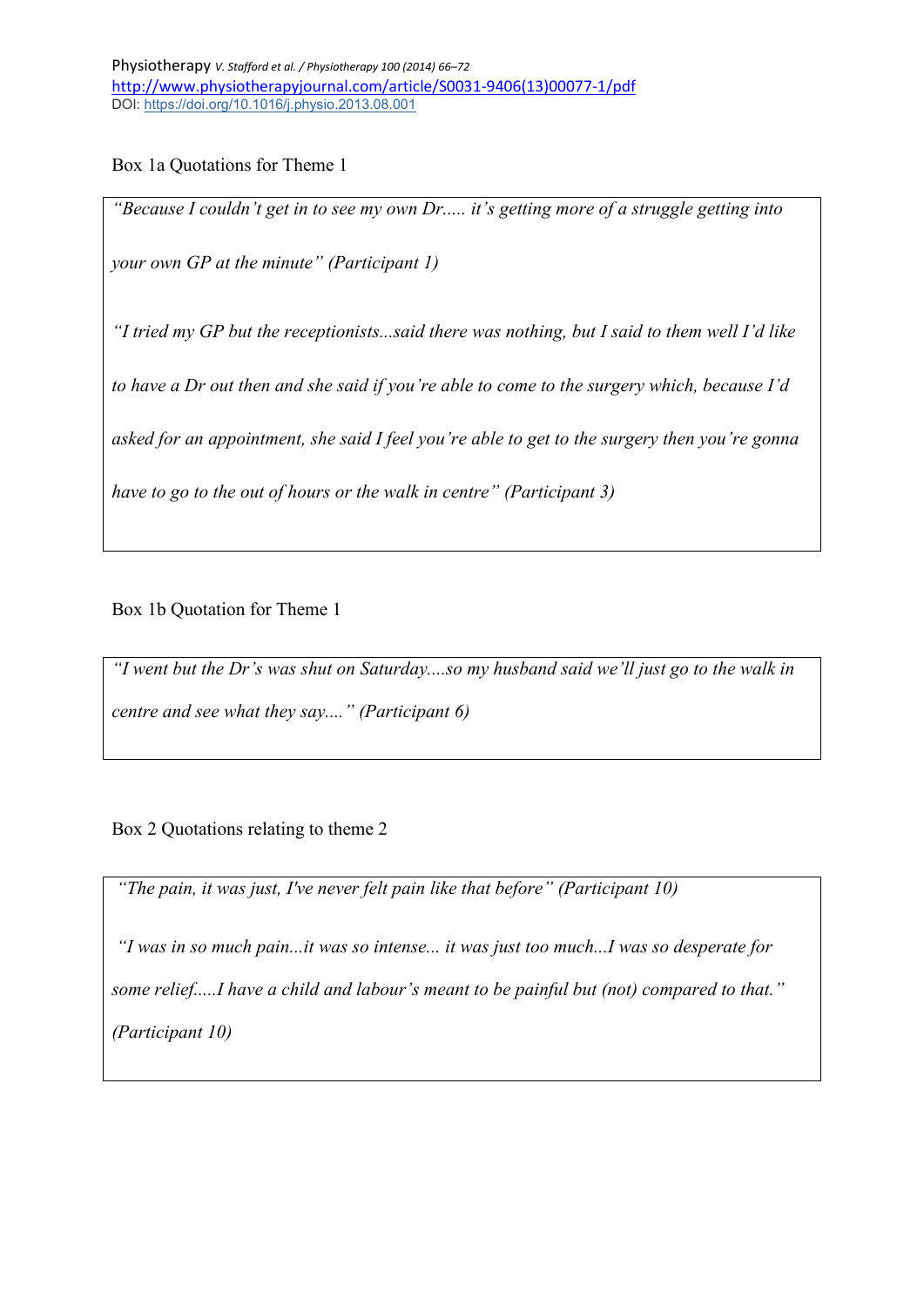Box 1a Quotations for Theme 1

> *"Because I couldn't get in to see my own Dr..... it's getting more of a struggle getting into your own GP at the minute" (Participant 1)*
>
> *"I tried my GP but the receptionists...said there was nothing, but I said to them well I'd like to have a Dr out then and she said if you're able to come to the surgery which, because I'd asked for an appointment, she said I feel you're able to get to the surgery then you're gonna have to go to the out of hours or the walk in centre" (Participant 3)*

Box 1b Quotation for Theme 1

> *"I went but the Dr's was shut on Saturday....so my husband said we'll just go to the walk in centre and see what they say...." (Participant 6)*

Box 2 Quotations relating to theme 2

> *"The pain, it was just, I've never felt pain like that before" (Participant 10)*
>
> *"I was in so much pain...it was so intense... it was just too much...I was so desperate for some relief.....I have a child and labour's meant to be painful but (not) compared to that." (Participant 10)*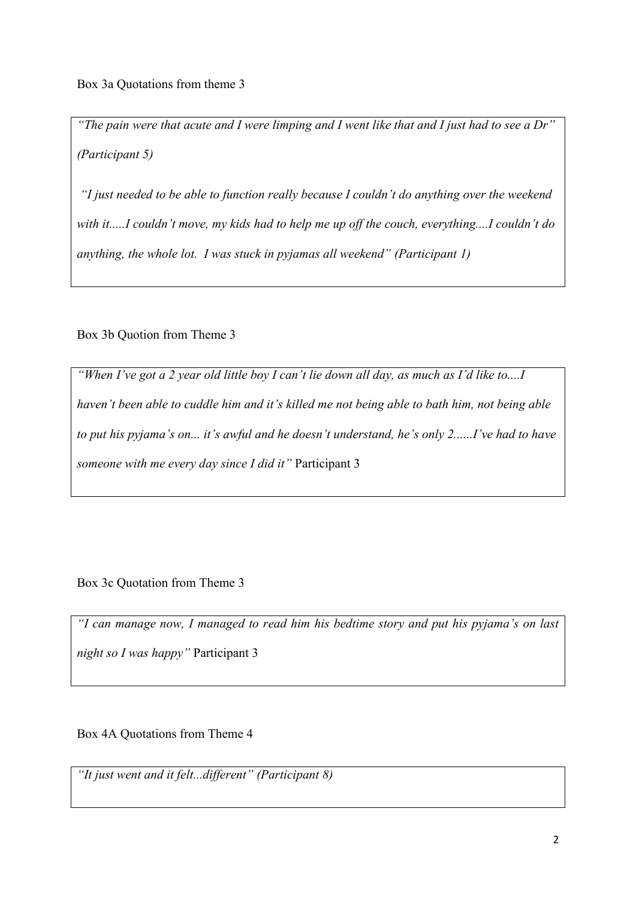Box 3a Quotations from theme 3

> *"The pain were that acute and I were limping and I went like that and I just had to see a Dr" (Participant 5)*
>
> *"I just needed to be able to function really because I couldn't do anything over the weekend with it.....I couldn't move, my kids had to help me up off the couch, everything....I couldn't do anything, the whole lot. I was stuck in pyjamas all weekend" (Participant 1)*

Box 3b Quotion from Theme 3

> *"When I've got a 2 year old little boy I can't lie down all day, as much as I'd like to....I haven't been able to cuddle him and it's killed me not being able to bath him, not being able to put his pyjama's on... it's awful and he doesn't understand, he's only 2......I've had to have someone with me every day since I did it"* Participant 3

Box 3c Quotation from Theme 3

> *"I can manage now, I managed to read him his bedtime story and put his pyjama's on last night so I was happy"* Participant 3

Box 4A Quotations from Theme 4

> *"It just went and it felt...different" (Participant 8)*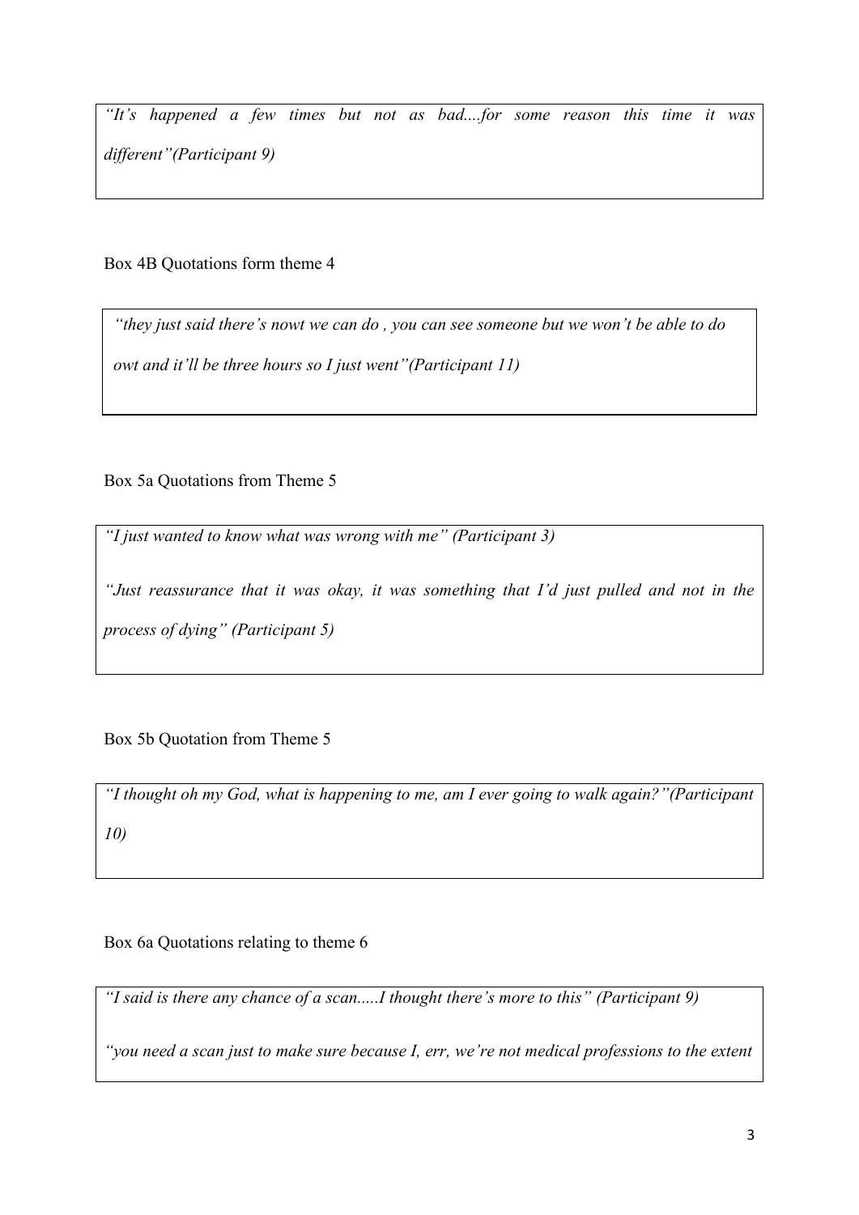*"It's happened a few times but not as bad....for some reason this time it was different"(Participant 9)*

Box 4B Quotations form theme 4

*"they just said there's nowt we can do , you can see someone but we won't be able to do owt and it'll be three hours so I just went"(Participant 11)*

Box 5a Quotations from Theme 5

*"I just wanted to know what was wrong with me" (Participant 3)*

*"Just reassurance that it was okay, it was something that I'd just pulled and not in the process of dying" (Participant 5)*

Box 5b Quotation from Theme 5

*"I thought oh my God, what is happening to me, am I ever going to walk again?"(Participant 10)*

Box 6a Quotations relating to theme 6

*"I said is there any chance of a scan.....I thought there's more to this" (Participant 9)*

*"you need a scan just to make sure because I, err, we're not medical professions to the extent*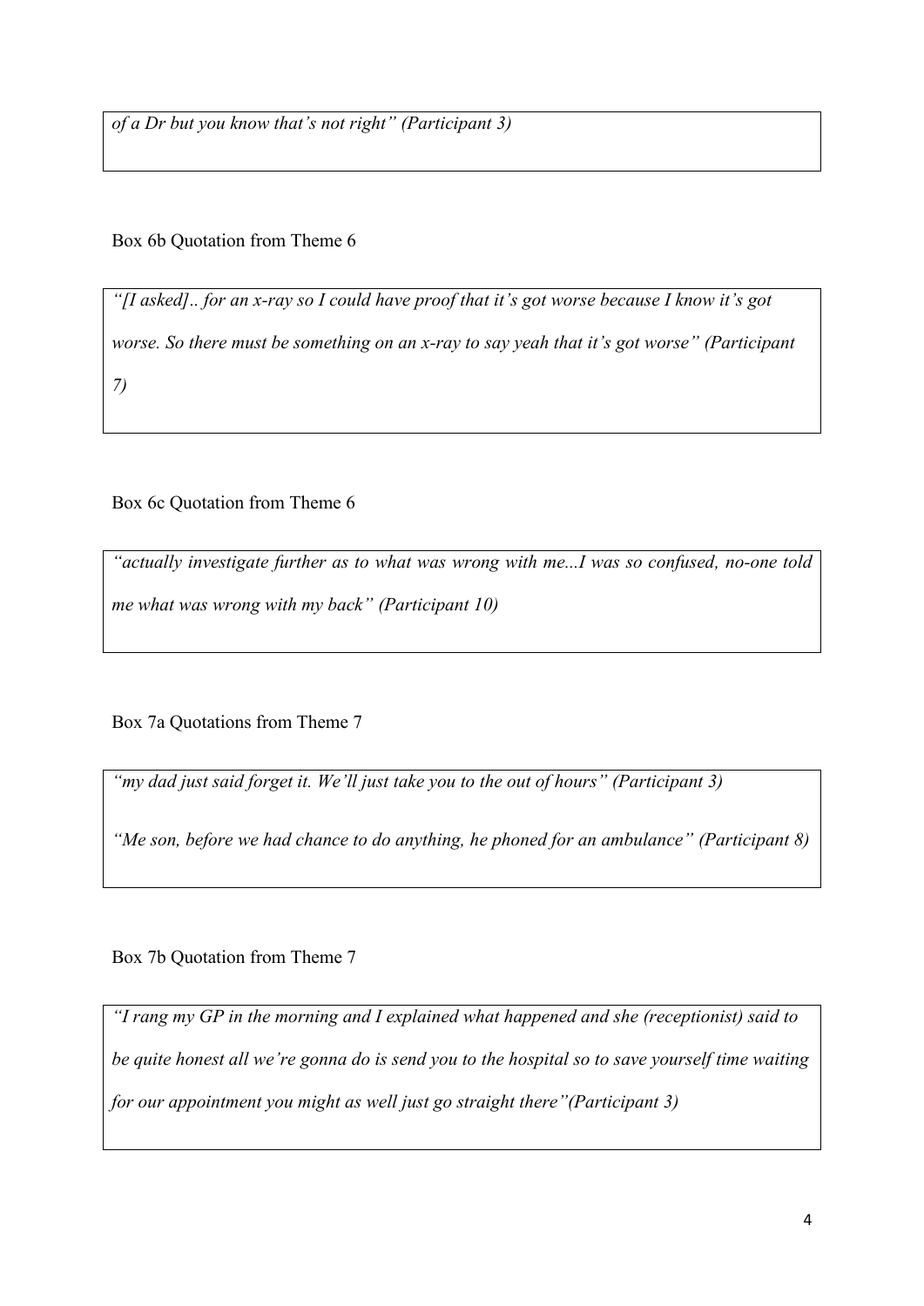*of a Dr but you know that's not right" (Participant 3)*

Box 6b Quotation from Theme 6

*"[I asked].. for an x-ray so I could have proof that it's got worse because I know it's got worse. So there must be something on an x-ray to say yeah that it's got worse" (Participant 7)*

Box 6c Quotation from Theme 6

*"actually investigate further as to what was wrong with me...I was so confused, no-one told me what was wrong with my back" (Participant 10)*

Box 7a Quotations from Theme 7

*"my dad just said forget it. We'll just take you to the out of hours" (Participant 3)*

*"Me son, before we had chance to do anything, he phoned for an ambulance" (Participant 8)*

Box 7b Quotation from Theme 7

*"I rang my GP in the morning and I explained what happened and she (receptionist) said to be quite honest all we're gonna do is send you to the hospital so to save yourself time waiting for our appointment you might as well just go straight there"(Participant 3)*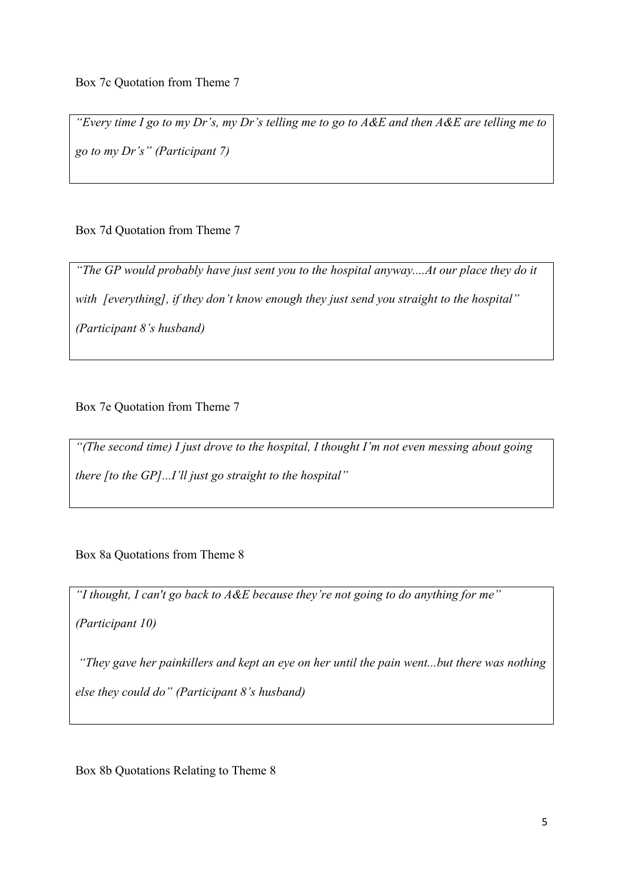Box 7c Quotation from Theme 7

> *"Every time I go to my Dr's, my Dr's telling me to go to A&E and then A&E are telling me to go to my Dr's" (Participant 7)*

Box 7d Quotation from Theme 7

> *"The GP would probably have just sent you to the hospital anyway....At our place they do it with [everything], if they don't know enough they just send you straight to the hospital" (Participant 8's husband)*

Box 7e Quotation from Theme 7

> *"(The second time) I just drove to the hospital, I thought I'm not even messing about going there [to the GP]...I'll just go straight to the hospital"*

Box 8a Quotations from Theme 8

> *"I thought, I can't go back to A&E because they're not going to do anything for me" (Participant 10)*
>
> *"They gave her painkillers and kept an eye on her until the pain went...but there was nothing else they could do" (Participant 8's husband)*

Box 8b Quotations Relating to Theme 8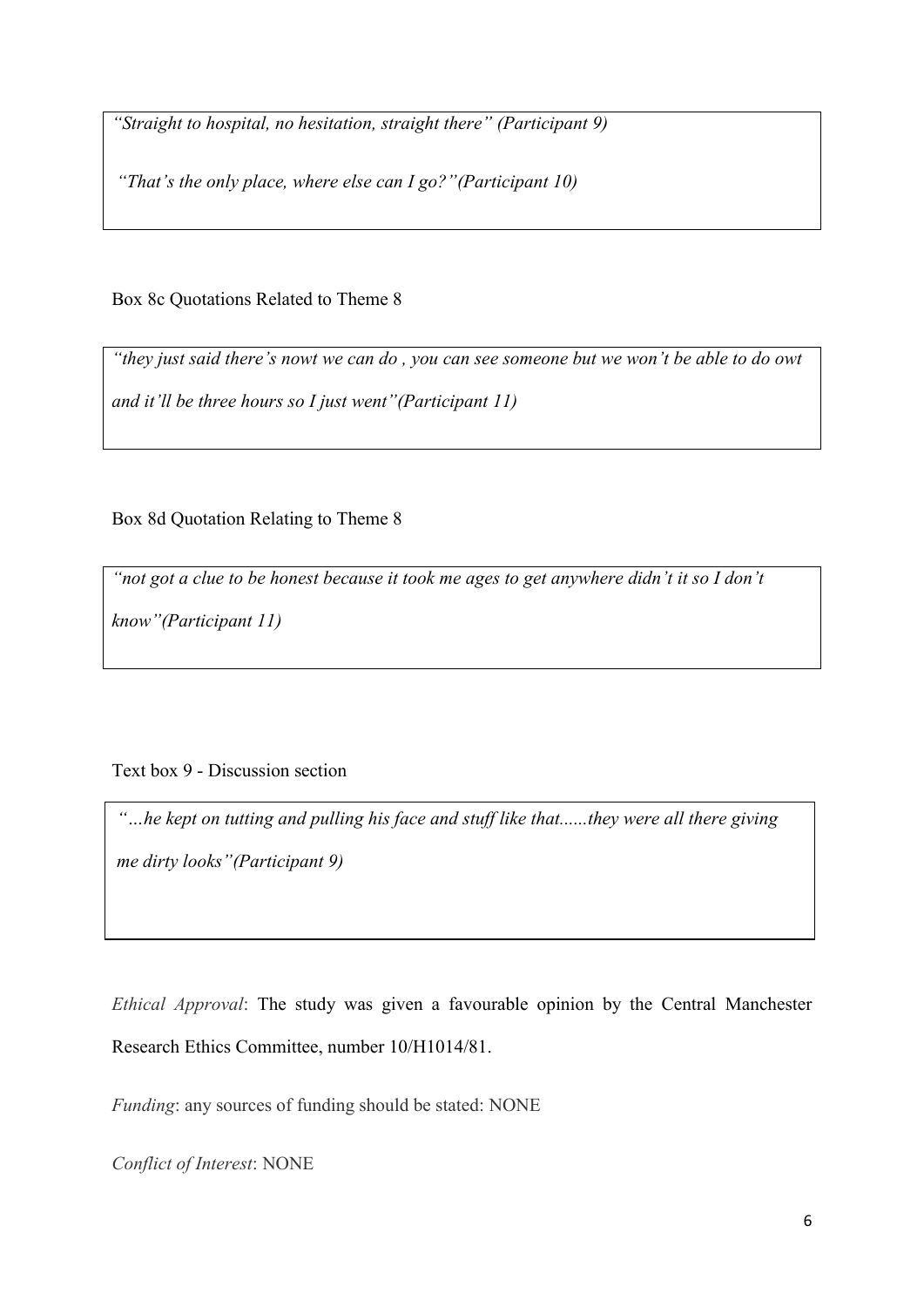> *"Straight to hospital, no hesitation, straight there" (Participant 9)*
>
> *"That's the only place, where else can I go?"(Participant 10)*

Box 8c Quotations Related to Theme 8

> *"they just said there's nowt we can do , you can see someone but we won't be able to do owt and it'll be three hours so I just went"(Participant 11)*

Box 8d Quotation Relating to Theme 8

> *"not got a clue to be honest because it took me ages to get anywhere didn't it so I don't know"(Participant 11)*

Text box 9 - Discussion section

> *"…he kept on tutting and pulling his face and stuff like that......they were all there giving me dirty looks"(Participant 9)*

*Ethical Approval*: The study was given a favourable opinion by the Central Manchester Research Ethics Committee, number 10/H1014/81.

*Funding*: any sources of funding should be stated: NONE

*Conflict of Interest*: NONE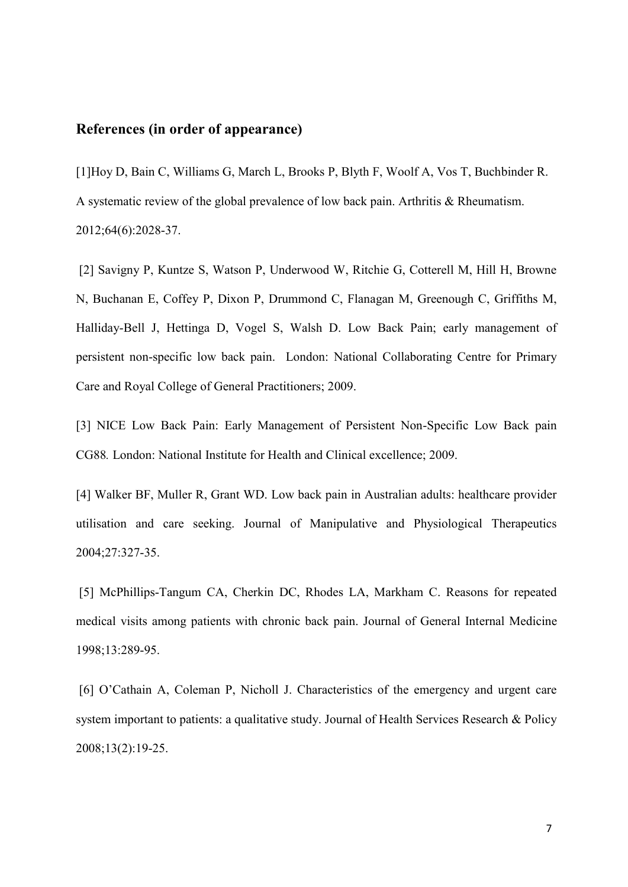## References (in order of appearance)

[1]Hoy D, Bain C, Williams G, March L, Brooks P, Blyth F, Woolf A, Vos T, Buchbinder R. A systematic review of the global prevalence of low back pain. Arthritis & Rheumatism. 2012;64(6):2028-37.

[2] Savigny P, Kuntze S, Watson P, Underwood W, Ritchie G, Cotterell M, Hill H, Browne N, Buchanan E, Coffey P, Dixon P, Drummond C, Flanagan M, Greenough C, Griffiths M, Halliday-Bell J, Hettinga D, Vogel S, Walsh D. Low Back Pain; early management of persistent non-specific low back pain. London: National Collaborating Centre for Primary Care and Royal College of General Practitioners; 2009.

[3] NICE Low Back Pain: Early Management of Persistent Non-Specific Low Back pain CG88*.* London: National Institute for Health and Clinical excellence; 2009.

[4] Walker BF, Muller R, Grant WD. Low back pain in Australian adults: healthcare provider utilisation and care seeking. Journal of Manipulative and Physiological Therapeutics 2004;27:327-35.

[5] McPhillips-Tangum CA, Cherkin DC, Rhodes LA, Markham C. Reasons for repeated medical visits among patients with chronic back pain. Journal of General Internal Medicine 1998;13:289-95.

[6] O'Cathain A, Coleman P, Nicholl J. Characteristics of the emergency and urgent care system important to patients: a qualitative study. Journal of Health Services Research & Policy 2008;13(2):19-25.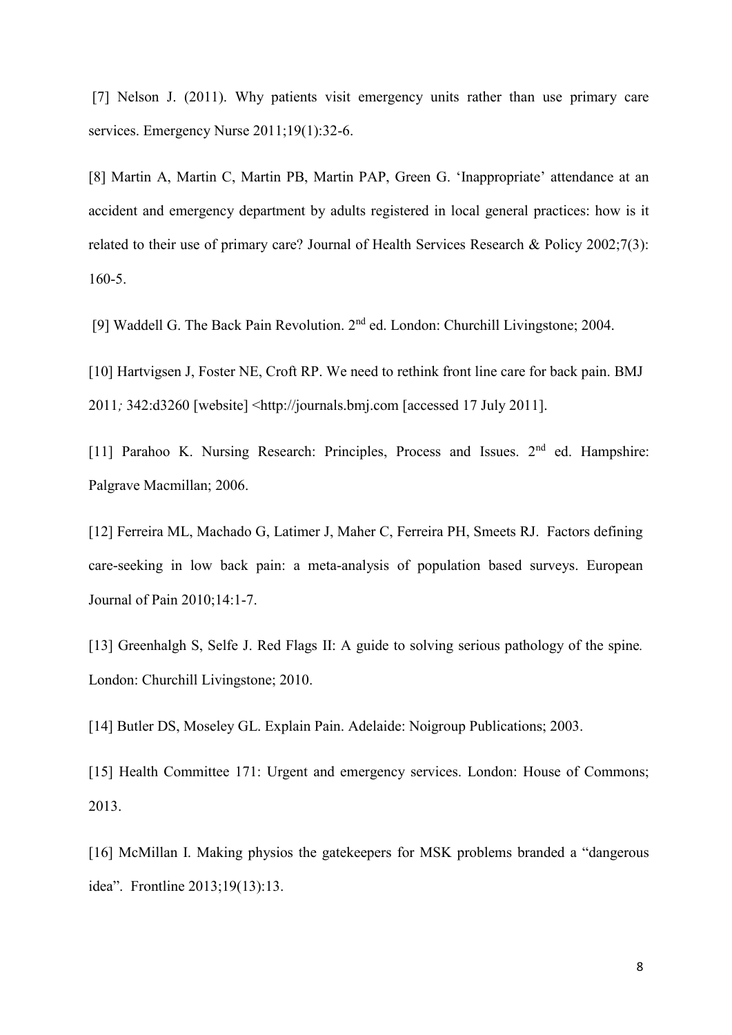[7] Nelson J. (2011). Why patients visit emergency units rather than use primary care services. Emergency Nurse 2011;19(1):32-6.

[8] Martin A, Martin C, Martin PB, Martin PAP, Green G. 'Inappropriate' attendance at an accident and emergency department by adults registered in local general practices: how is it related to their use of primary care? Journal of Health Services Research & Policy 2002;7(3): 160-5.

[9] Waddell G. The Back Pain Revolution. 2nd ed. London: Churchill Livingstone; 2004.

[10] Hartvigsen J, Foster NE, Croft RP. We need to rethink front line care for back pain. BMJ 2011*;* 342:d3260 [website] <http://journals.bmj.com [accessed 17 July 2011].

[11] Parahoo K. Nursing Research: Principles, Process and Issues. 2nd ed. Hampshire: Palgrave Macmillan; 2006.

[12] Ferreira ML, Machado G, Latimer J, Maher C, Ferreira PH, Smeets RJ. Factors defining care-seeking in low back pain: a meta-analysis of population based surveys. European Journal of Pain 2010;14:1-7.

[13] Greenhalgh S, Selfe J. Red Flags II: A guide to solving serious pathology of the spine*.* London: Churchill Livingstone; 2010.

[14] Butler DS, Moseley GL. Explain Pain. Adelaide: Noigroup Publications; 2003.

[15] Health Committee 171: Urgent and emergency services. London: House of Commons; 2013.

[16] McMillan I. Making physios the gatekeepers for MSK problems branded a "dangerous idea". Frontline 2013;19(13):13.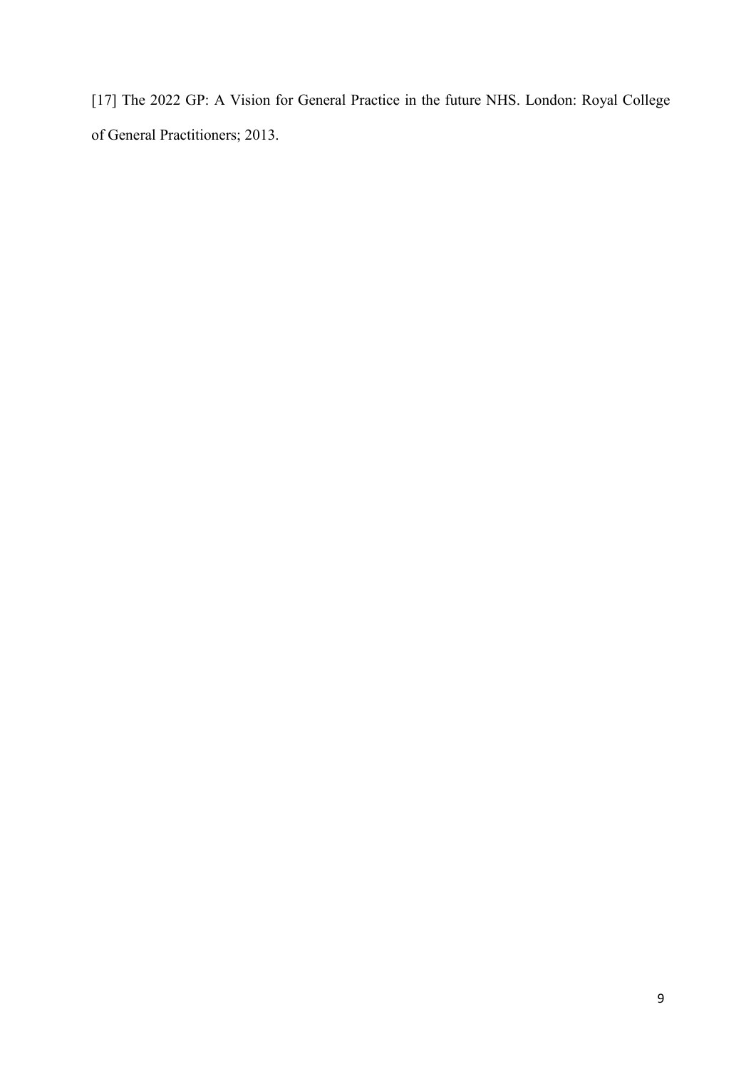[17] The 2022 GP: A Vision for General Practice in the future NHS. London: Royal College of General Practitioners; 2013.